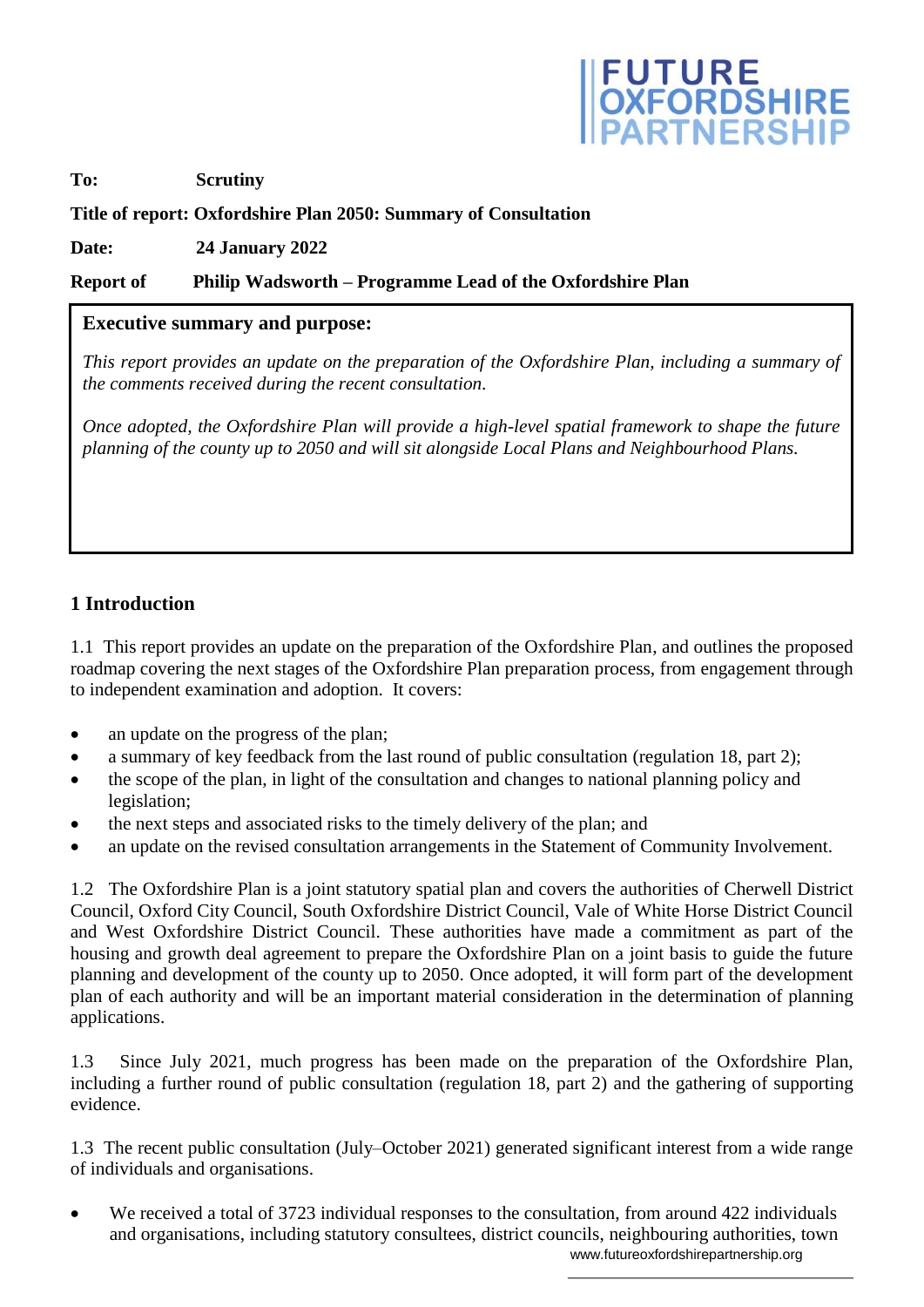FUTURE OXFORDSHIRE PARTNERSHIP

**To:** **Scrutiny**

**Title of report: Oxfordshire Plan 2050: Summary of Consultation**

**Date:** **24 January 2022**

**Report of** **Philip Wadsworth – Programme Lead of the Oxfordshire Plan**

**Executive summary and purpose:**

*This report provides an update on the preparation of the Oxfordshire Plan, including a summary of the comments received during the recent consultation.*

*Once adopted, the Oxfordshire Plan will provide a high-level spatial framework to shape the future planning of the county up to 2050 and will sit alongside Local Plans and Neighbourhood Plans.*

## 1 Introduction

1.1 This report provides an update on the preparation of the Oxfordshire Plan, and outlines the proposed roadmap covering the next stages of the Oxfordshire Plan preparation process, from engagement through to independent examination and adoption. It covers:

- an update on the progress of the plan;
- a summary of key feedback from the last round of public consultation (regulation 18, part 2);
- the scope of the plan, in light of the consultation and changes to national planning policy and legislation;
- the next steps and associated risks to the timely delivery of the plan; and
- an update on the revised consultation arrangements in the Statement of Community Involvement.

1.2 The Oxfordshire Plan is a joint statutory spatial plan and covers the authorities of Cherwell District Council, Oxford City Council, South Oxfordshire District Council, Vale of White Horse District Council and West Oxfordshire District Council. These authorities have made a commitment as part of the housing and growth deal agreement to prepare the Oxfordshire Plan on a joint basis to guide the future planning and development of the county up to 2050. Once adopted, it will form part of the development plan of each authority and will be an important material consideration in the determination of planning applications.

1.3 Since July 2021, much progress has been made on the preparation of the Oxfordshire Plan, including a further round of public consultation (regulation 18, part 2) and the gathering of supporting evidence.

1.3 The recent public consultation (July–October 2021) generated significant interest from a wide range of individuals and organisations.

- We received a total of 3723 individual responses to the consultation, from around 422 individuals and organisations, including statutory consultees, district councils, neighbouring authorities, town

www.futureoxfordshirepartnership.org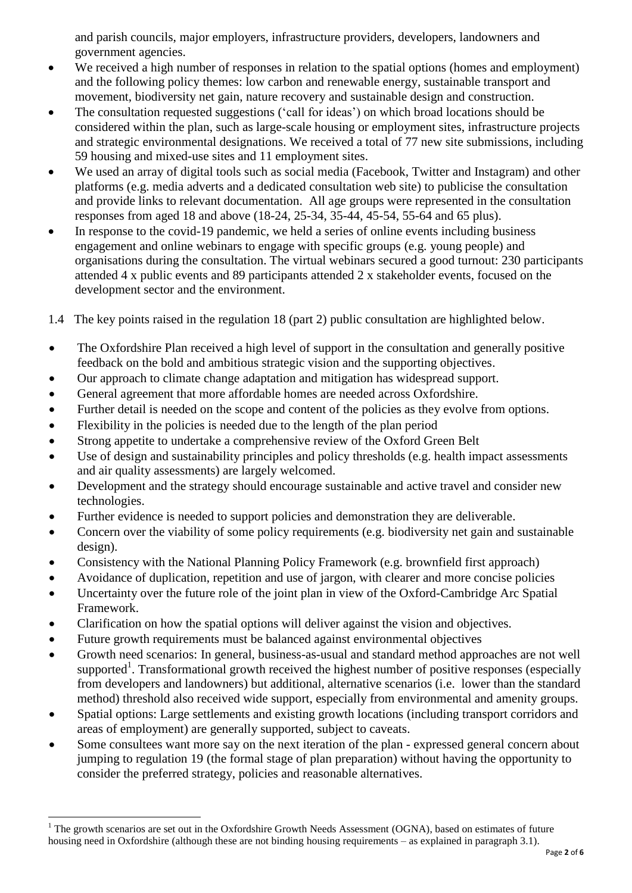and parish councils, major employers, infrastructure providers, developers, landowners and government agencies.

- We received a high number of responses in relation to the spatial options (homes and employment) and the following policy themes: low carbon and renewable energy, sustainable transport and movement, biodiversity net gain, nature recovery and sustainable design and construction.
- The consultation requested suggestions ('call for ideas') on which broad locations should be considered within the plan, such as large-scale housing or employment sites, infrastructure projects and strategic environmental designations. We received a total of 77 new site submissions, including 59 housing and mixed-use sites and 11 employment sites.
- We used an array of digital tools such as social media (Facebook, Twitter and Instagram) and other platforms (e.g. media adverts and a dedicated consultation web site) to publicise the consultation and provide links to relevant documentation. All age groups were represented in the consultation responses from aged 18 and above (18-24, 25-34, 35-44, 45-54, 55-64 and 65 plus).
- In response to the covid-19 pandemic, we held a series of online events including business engagement and online webinars to engage with specific groups (e.g. young people) and organisations during the consultation. The virtual webinars secured a good turnout: 230 participants attended 4 x public events and 89 participants attended 2 x stakeholder events, focused on the development sector and the environment.

1.4 The key points raised in the regulation 18 (part 2) public consultation are highlighted below.

- The Oxfordshire Plan received a high level of support in the consultation and generally positive feedback on the bold and ambitious strategic vision and the supporting objectives.
- Our approach to climate change adaptation and mitigation has widespread support.
- General agreement that more affordable homes are needed across Oxfordshire.
- Further detail is needed on the scope and content of the policies as they evolve from options.
- Flexibility in the policies is needed due to the length of the plan period
- Strong appetite to undertake a comprehensive review of the Oxford Green Belt
- Use of design and sustainability principles and policy thresholds (e.g. health impact assessments and air quality assessments) are largely welcomed.
- Development and the strategy should encourage sustainable and active travel and consider new technologies.
- Further evidence is needed to support policies and demonstration they are deliverable.
- Concern over the viability of some policy requirements (e.g. biodiversity net gain and sustainable design).
- Consistency with the National Planning Policy Framework (e.g. brownfield first approach)
- Avoidance of duplication, repetition and use of jargon, with clearer and more concise policies
- Uncertainty over the future role of the joint plan in view of the Oxford-Cambridge Arc Spatial Framework.
- Clarification on how the spatial options will deliver against the vision and objectives.
- Future growth requirements must be balanced against environmental objectives
- Growth need scenarios: In general, business-as-usual and standard method approaches are not well supported[1]. Transformational growth received the highest number of positive responses (especially from developers and landowners) but additional, alternative scenarios (i.e. lower than the standard method) threshold also received wide support, especially from environmental and amenity groups.
- Spatial options: Large settlements and existing growth locations (including transport corridors and areas of employment) are generally supported, subject to caveats.
- Some consultees want more say on the next iteration of the plan - expressed general concern about jumping to regulation 19 (the formal stage of plan preparation) without having the opportunity to consider the preferred strategy, policies and reasonable alternatives.

[1] The growth scenarios are set out in the Oxfordshire Growth Needs Assessment (OGNA), based on estimates of future housing need in Oxfordshire (although these are not binding housing requirements – as explained in paragraph 3.1).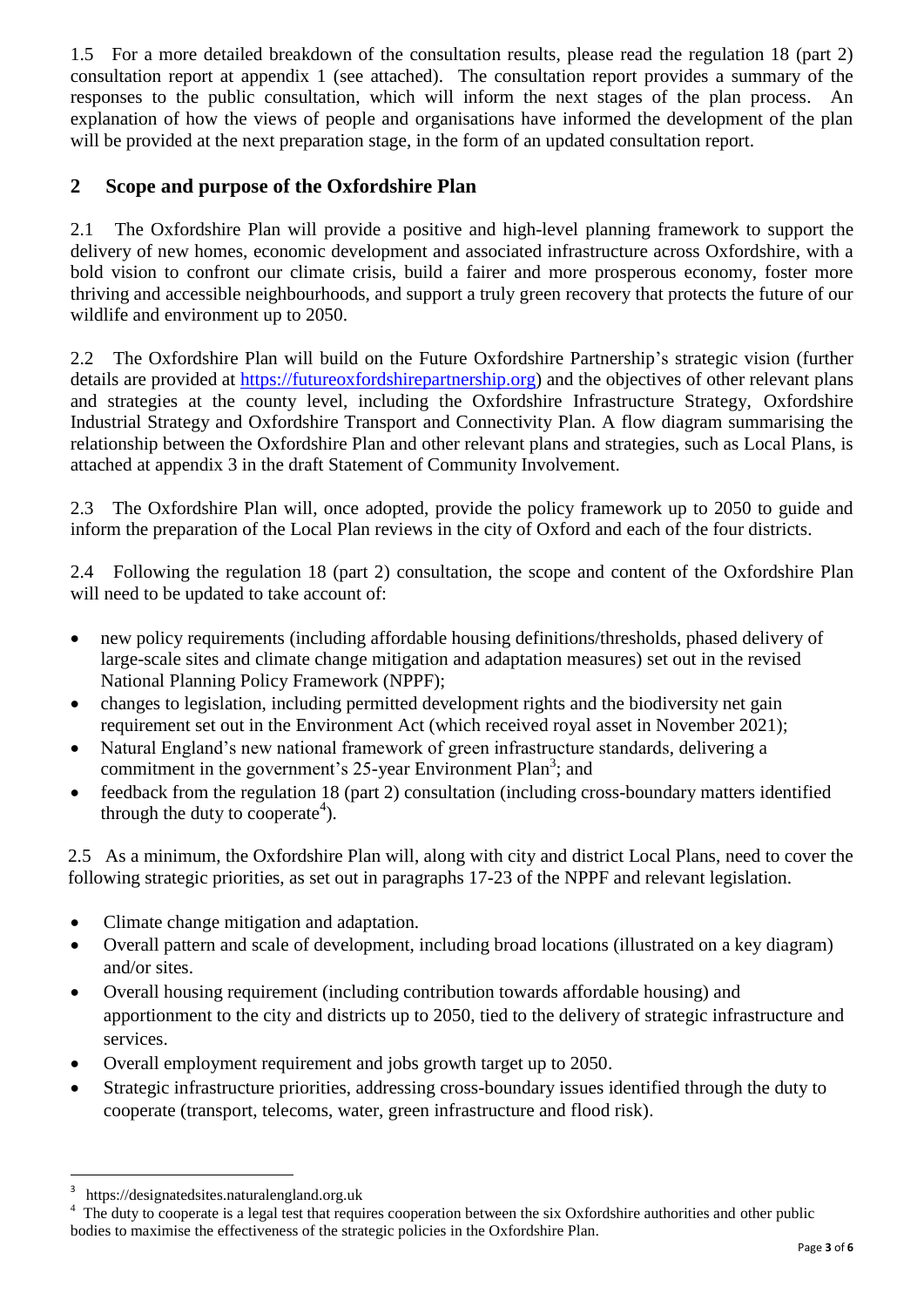1.5 For a more detailed breakdown of the consultation results, please read the regulation 18 (part 2) consultation report at appendix 1 (see attached). The consultation report provides a summary of the responses to the public consultation, which will inform the next stages of the plan process. An explanation of how the views of people and organisations have informed the development of the plan will be provided at the next preparation stage, in the form of an updated consultation report.

## 2 Scope and purpose of the Oxfordshire Plan

2.1 The Oxfordshire Plan will provide a positive and high-level planning framework to support the delivery of new homes, economic development and associated infrastructure across Oxfordshire, with a bold vision to confront our climate crisis, build a fairer and more prosperous economy, foster more thriving and accessible neighbourhoods, and support a truly green recovery that protects the future of our wildlife and environment up to 2050.

2.2 The Oxfordshire Plan will build on the Future Oxfordshire Partnership's strategic vision (further details are provided at https://futureoxfordshirepartnership.org) and the objectives of other relevant plans and strategies at the county level, including the Oxfordshire Infrastructure Strategy, Oxfordshire Industrial Strategy and Oxfordshire Transport and Connectivity Plan. A flow diagram summarising the relationship between the Oxfordshire Plan and other relevant plans and strategies, such as Local Plans, is attached at appendix 3 in the draft Statement of Community Involvement.

2.3 The Oxfordshire Plan will, once adopted, provide the policy framework up to 2050 to guide and inform the preparation of the Local Plan reviews in the city of Oxford and each of the four districts.

2.4 Following the regulation 18 (part 2) consultation, the scope and content of the Oxfordshire Plan will need to be updated to take account of:

- new policy requirements (including affordable housing definitions/thresholds, phased delivery of large-scale sites and climate change mitigation and adaptation measures) set out in the revised National Planning Policy Framework (NPPF);
- changes to legislation, including permitted development rights and the biodiversity net gain requirement set out in the Environment Act (which received royal asset in November 2021);
- Natural England's new national framework of green infrastructure standards, delivering a commitment in the government's 25-year Environment Plan[3]; and
- feedback from the regulation 18 (part 2) consultation (including cross-boundary matters identified through the duty to cooperate[4]).

2.5 As a minimum, the Oxfordshire Plan will, along with city and district Local Plans, need to cover the following strategic priorities, as set out in paragraphs 17-23 of the NPPF and relevant legislation.

- Climate change mitigation and adaptation.
- Overall pattern and scale of development, including broad locations (illustrated on a key diagram) and/or sites.
- Overall housing requirement (including contribution towards affordable housing) and apportionment to the city and districts up to 2050, tied to the delivery of strategic infrastructure and services.
- Overall employment requirement and jobs growth target up to 2050.
- Strategic infrastructure priorities, addressing cross-boundary issues identified through the duty to cooperate (transport, telecoms, water, green infrastructure and flood risk).

---

[3] https://designatedsites.naturalengland.org.uk

[4] The duty to cooperate is a legal test that requires cooperation between the six Oxfordshire authorities and other public bodies to maximise the effectiveness of the strategic policies in the Oxfordshire Plan.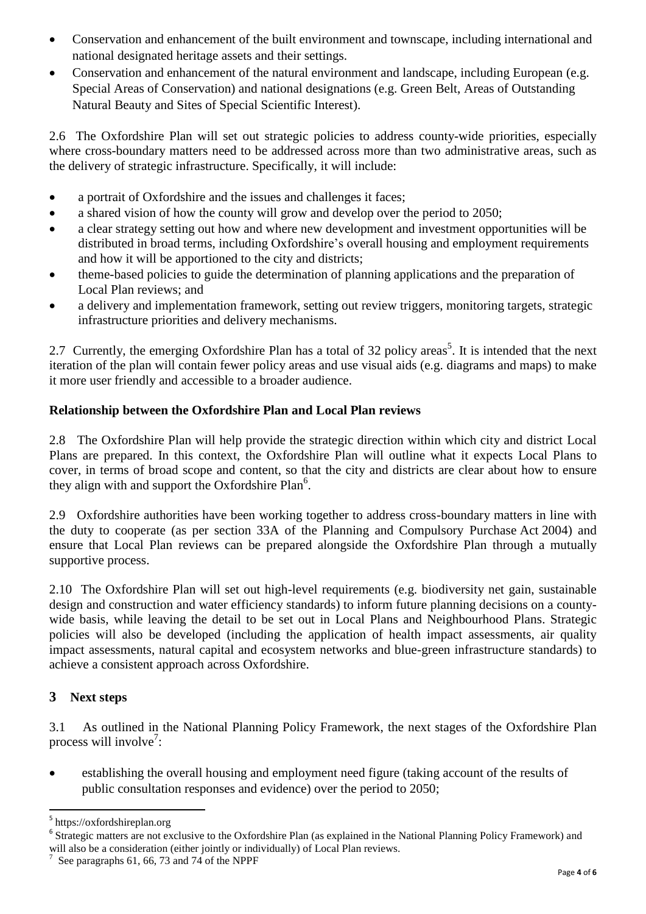- Conservation and enhancement of the built environment and townscape, including international and national designated heritage assets and their settings.
- Conservation and enhancement of the natural environment and landscape, including European (e.g. Special Areas of Conservation) and national designations (e.g. Green Belt, Areas of Outstanding Natural Beauty and Sites of Special Scientific Interest).

2.6 The Oxfordshire Plan will set out strategic policies to address county-wide priorities, especially where cross-boundary matters need to be addressed across more than two administrative areas, such as the delivery of strategic infrastructure. Specifically, it will include:

- a portrait of Oxfordshire and the issues and challenges it faces;
- a shared vision of how the county will grow and develop over the period to 2050;
- a clear strategy setting out how and where new development and investment opportunities will be distributed in broad terms, including Oxfordshire's overall housing and employment requirements and how it will be apportioned to the city and districts;
- theme-based policies to guide the determination of planning applications and the preparation of Local Plan reviews; and
- a delivery and implementation framework, setting out review triggers, monitoring targets, strategic infrastructure priorities and delivery mechanisms.

2.7 Currently, the emerging Oxfordshire Plan has a total of 32 policy areas[5]. It is intended that the next iteration of the plan will contain fewer policy areas and use visual aids (e.g. diagrams and maps) to make it more user friendly and accessible to a broader audience.

**Relationship between the Oxfordshire Plan and Local Plan reviews**

2.8 The Oxfordshire Plan will help provide the strategic direction within which city and district Local Plans are prepared. In this context, the Oxfordshire Plan will outline what it expects Local Plans to cover, in terms of broad scope and content, so that the city and districts are clear about how to ensure they align with and support the Oxfordshire Plan[6].

2.9 Oxfordshire authorities have been working together to address cross-boundary matters in line with the duty to cooperate (as per section 33A of the Planning and Compulsory Purchase Act 2004) and ensure that Local Plan reviews can be prepared alongside the Oxfordshire Plan through a mutually supportive process.

2.10 The Oxfordshire Plan will set out high-level requirements (e.g. biodiversity net gain, sustainable design and construction and water efficiency standards) to inform future planning decisions on a county-wide basis, while leaving the detail to be set out in Local Plans and Neighbourhood Plans. Strategic policies will also be developed (including the application of health impact assessments, air quality impact assessments, natural capital and ecosystem networks and blue-green infrastructure standards) to achieve a consistent approach across Oxfordshire.

## 3 Next steps

3.1 As outlined in the National Planning Policy Framework, the next stages of the Oxfordshire Plan process will involve[7]:

- establishing the overall housing and employment need figure (taking account of the results of public consultation responses and evidence) over the period to 2050;

---

[5] https://oxfordshireplan.org

[6] Strategic matters are not exclusive to the Oxfordshire Plan (as explained in the National Planning Policy Framework) and will also be a consideration (either jointly or individually) of Local Plan reviews.

[7] See paragraphs 61, 66, 73 and 74 of the NPPF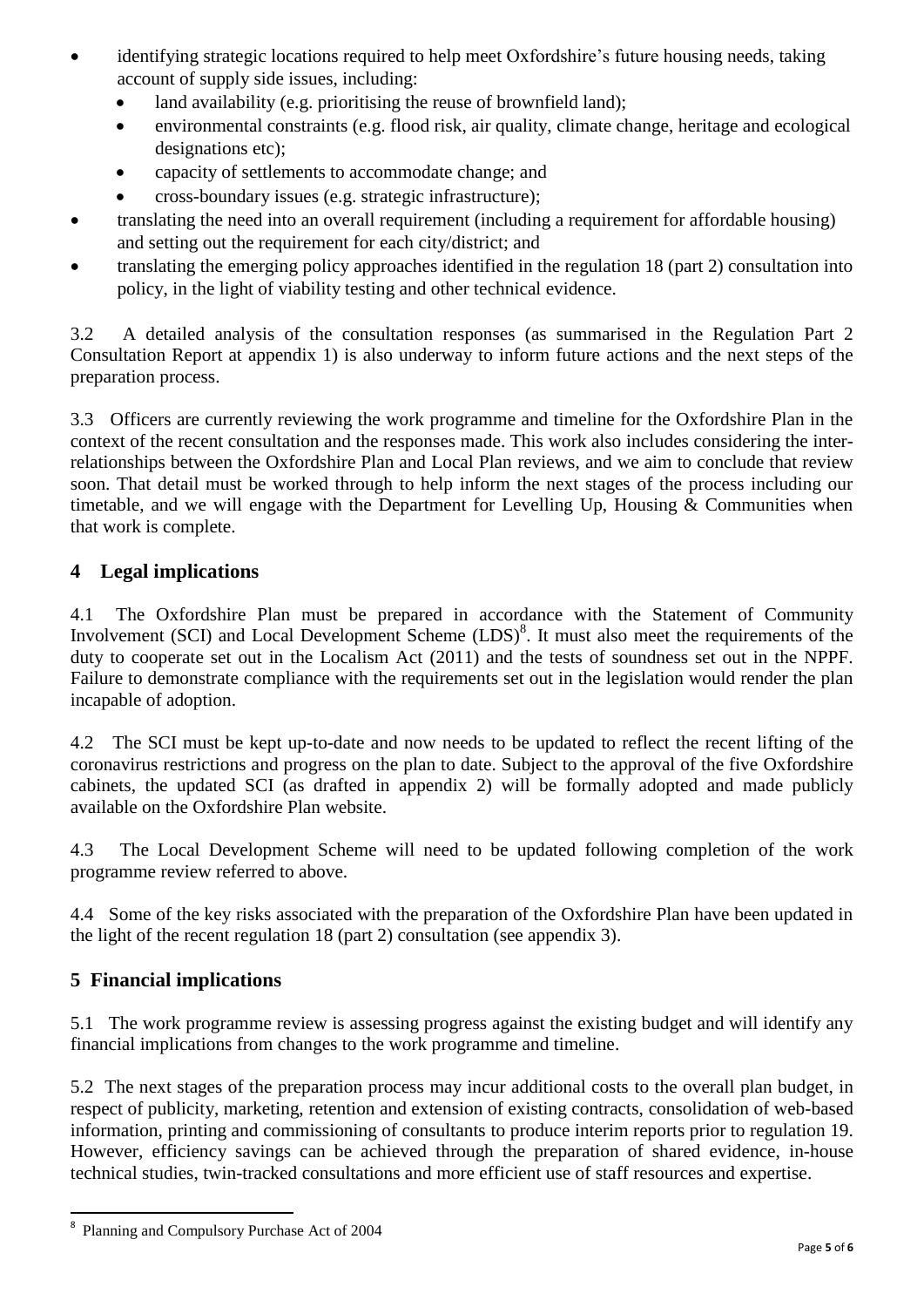- identifying strategic locations required to help meet Oxfordshire's future housing needs, taking account of supply side issues, including:
  - land availability (e.g. prioritising the reuse of brownfield land);
  - environmental constraints (e.g. flood risk, air quality, climate change, heritage and ecological designations etc);
  - capacity of settlements to accommodate change; and
  - cross-boundary issues (e.g. strategic infrastructure);
- translating the need into an overall requirement (including a requirement for affordable housing) and setting out the requirement for each city/district; and
- translating the emerging policy approaches identified in the regulation 18 (part 2) consultation into policy, in the light of viability testing and other technical evidence.

3.2 A detailed analysis of the consultation responses (as summarised in the Regulation Part 2 Consultation Report at appendix 1) is also underway to inform future actions and the next steps of the preparation process.

3.3 Officers are currently reviewing the work programme and timeline for the Oxfordshire Plan in the context of the recent consultation and the responses made. This work also includes considering the inter-relationships between the Oxfordshire Plan and Local Plan reviews, and we aim to conclude that review soon. That detail must be worked through to help inform the next stages of the process including our timetable, and we will engage with the Department for Levelling Up, Housing & Communities when that work is complete.

## 4 Legal implications

4.1 The Oxfordshire Plan must be prepared in accordance with the Statement of Community Involvement (SCI) and Local Development Scheme (LDS)[8]. It must also meet the requirements of the duty to cooperate set out in the Localism Act (2011) and the tests of soundness set out in the NPPF. Failure to demonstrate compliance with the requirements set out in the legislation would render the plan incapable of adoption.

4.2 The SCI must be kept up-to-date and now needs to be updated to reflect the recent lifting of the coronavirus restrictions and progress on the plan to date. Subject to the approval of the five Oxfordshire cabinets, the updated SCI (as drafted in appendix 2) will be formally adopted and made publicly available on the Oxfordshire Plan website.

4.3 The Local Development Scheme will need to be updated following completion of the work programme review referred to above.

4.4 Some of the key risks associated with the preparation of the Oxfordshire Plan have been updated in the light of the recent regulation 18 (part 2) consultation (see appendix 3).

## 5 Financial implications

5.1 The work programme review is assessing progress against the existing budget and will identify any financial implications from changes to the work programme and timeline.

5.2 The next stages of the preparation process may incur additional costs to the overall plan budget, in respect of publicity, marketing, retention and extension of existing contracts, consolidation of web-based information, printing and commissioning of consultants to produce interim reports prior to regulation 19. However, efficiency savings can be achieved through the preparation of shared evidence, in-house technical studies, twin-tracked consultations and more efficient use of staff resources and expertise.

---

[8] Planning and Compulsory Purchase Act of 2004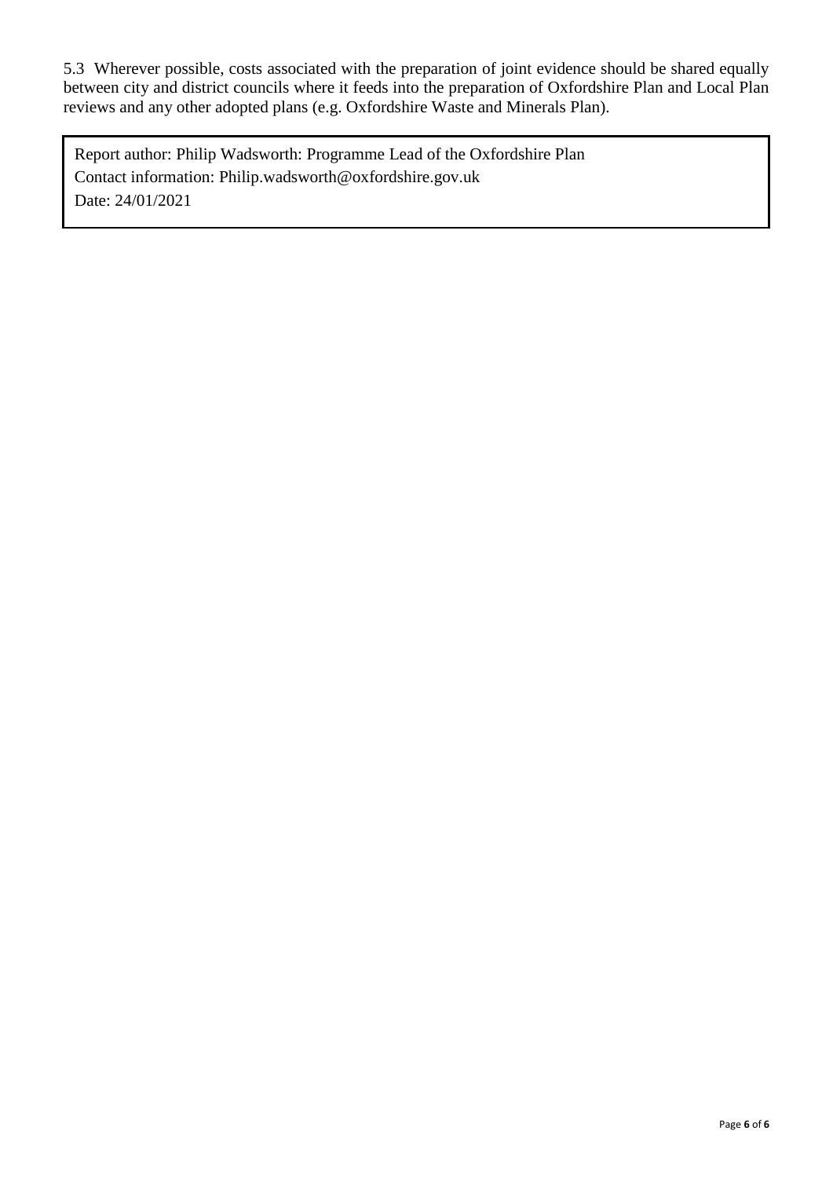5.3 Wherever possible, costs associated with the preparation of joint evidence should be shared equally between city and district councils where it feeds into the preparation of Oxfordshire Plan and Local Plan reviews and any other adopted plans (e.g. Oxfordshire Waste and Minerals Plan).

Report author: Philip Wadsworth: Programme Lead of the Oxfordshire Plan
Contact information: Philip.wadsworth@oxfordshire.gov.uk
Date: 24/01/2021